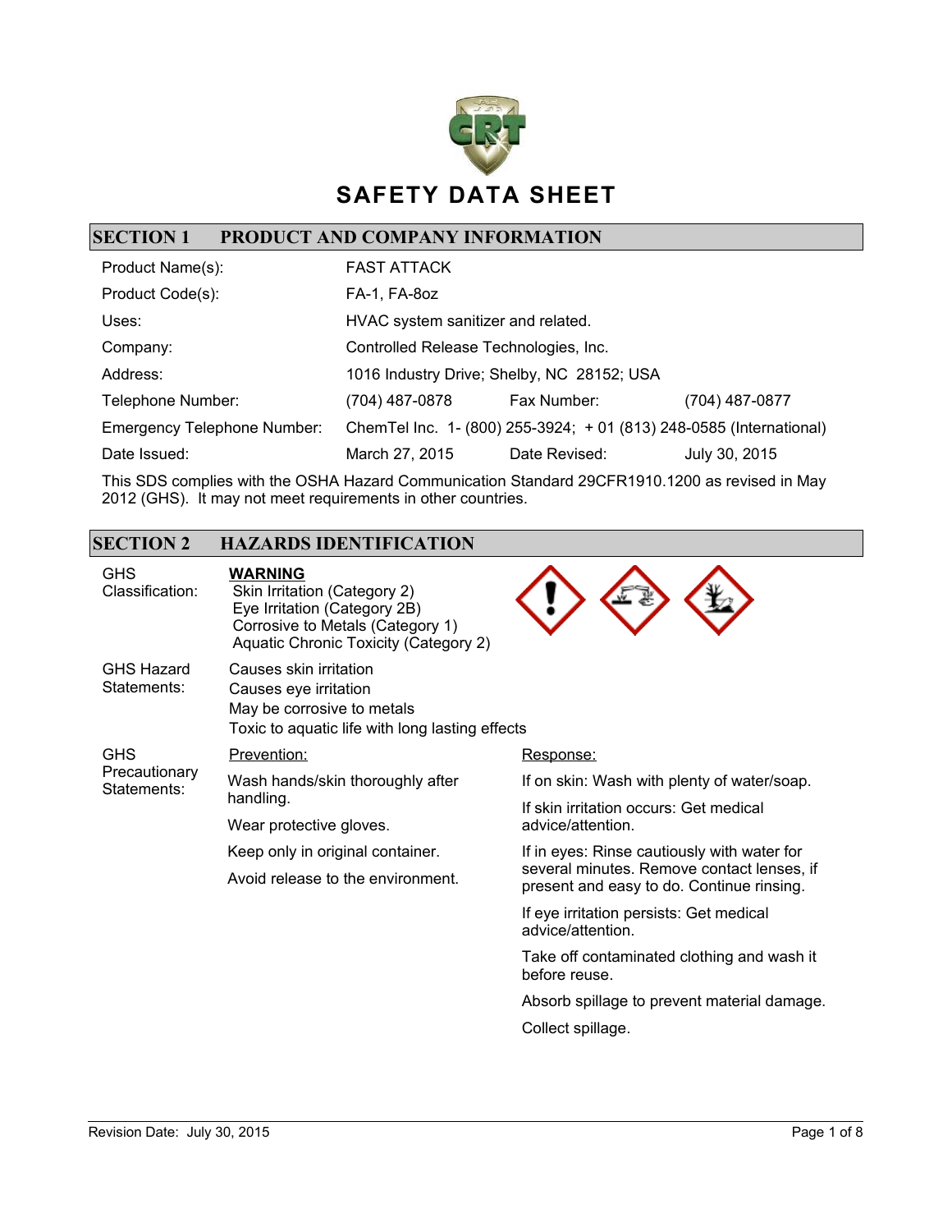# SAFETY DATA SHEET

## SECTION 1 PRODUCT AND COMPANY INFORMATION

| | | | |
|---|---|---|---|
| Product Name(s): | FAST ATTACK | | |
| Product Code(s): | FA-1, FA-8oz | | |
| Uses: | HVAC system sanitizer and related. | | |
| Company: | Controlled Release Technologies, Inc. | | |
| Address: | 1016 Industry Drive; Shelby, NC 28152; USA | | |
| Telephone Number: | (704) 487-0878 | Fax Number: | (704) 487-0877 |
| Emergency Telephone Number: | ChemTel Inc. 1- (800) 255-3924; + 01 (813) 248-0585 (International) | | |
| Date Issued: | March 27, 2015 | Date Revised: | July 30, 2015 |

This SDS complies with the OSHA Hazard Communication Standard 29CFR1910.1200 as revised in May 2012 (GHS). It may not meet requirements in other countries.

## SECTION 2 HAZARDS IDENTIFICATION

**GHS Classification:**

**WARNING**

- Skin Irritation (Category 2)
- Eye Irritation (Category 2B)
- Corrosive to Metals (Category 1)
- Aquatic Chronic Toxicity (Category 2)

**GHS Hazard Statements:**

- Causes skin irritation
- Causes eye irritation
- May be corrosive to metals
- Toxic to aquatic life with long lasting effects

**GHS Precautionary Statements:**

Prevention:

- Wash hands/skin thoroughly after handling.
- Wear protective gloves.
- Keep only in original container.
- Avoid release to the environment.

Response:

- If on skin: Wash with plenty of water/soap.
- If skin irritation occurs: Get medical advice/attention.
- If in eyes: Rinse cautiously with water for several minutes. Remove contact lenses, if present and easy to do. Continue rinsing.
- If eye irritation persists: Get medical advice/attention.
- Take off contaminated clothing and wash it before reuse.
- Absorb spillage to prevent material damage.
- Collect spillage.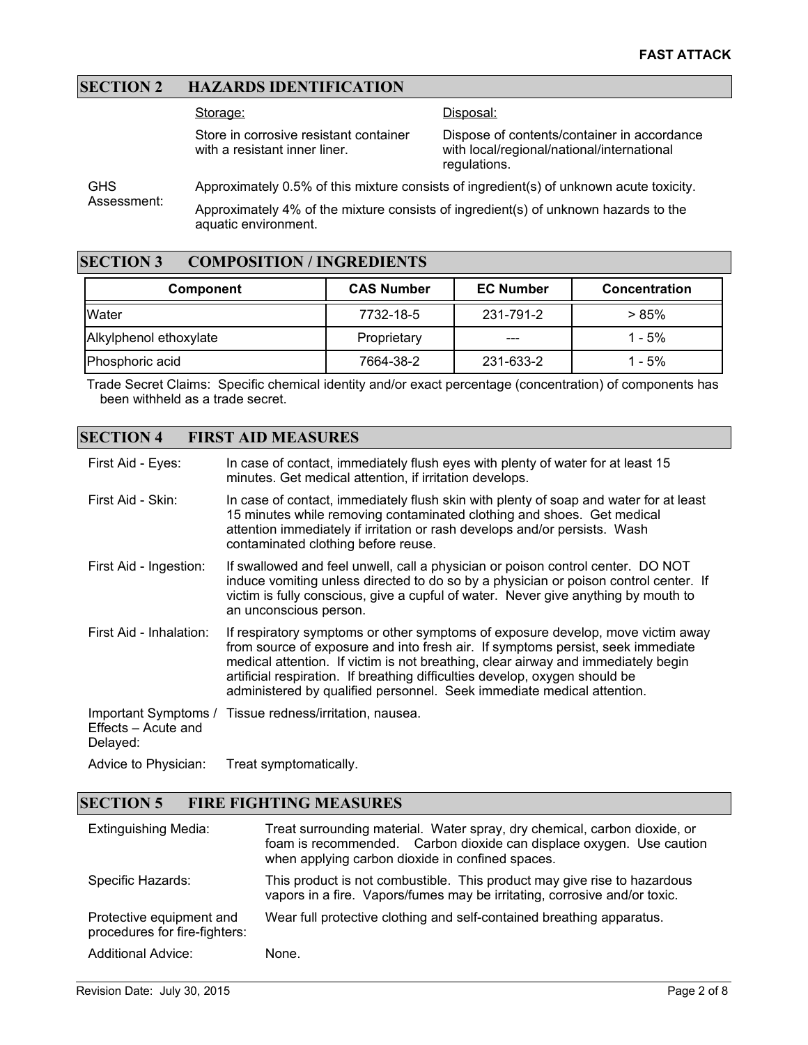## SECTION 2 HAZARDS IDENTIFICATION

Storage:

Store in corrosive resistant container with a resistant inner liner.

Disposal:

Dispose of contents/container in accordance with local/regional/national/international regulations.

GHS Assessment: Approximately 0.5% of this mixture consists of ingredient(s) of unknown acute toxicity.

Approximately 4% of the mixture consists of ingredient(s) of unknown hazards to the aquatic environment.

## SECTION 3 COMPOSITION / INGREDIENTS

| Component | CAS Number | EC Number | Concentration |
| --- | --- | --- | --- |
| Water | 7732-18-5 | 231-791-2 | > 85% |
| Alkylphenol ethoxylate | Proprietary | --- | 1 - 5% |
| Phosphoric acid | 7664-38-2 | 231-633-2 | 1 - 5% |

Trade Secret Claims: Specific chemical identity and/or exact percentage (concentration) of components has been withheld as a trade secret.

## SECTION 4 FIRST AID MEASURES

First Aid - Eyes: In case of contact, immediately flush eyes with plenty of water for at least 15 minutes. Get medical attention, if irritation develops.

First Aid - Skin: In case of contact, immediately flush skin with plenty of soap and water for at least 15 minutes while removing contaminated clothing and shoes. Get medical attention immediately if irritation or rash develops and/or persists. Wash contaminated clothing before reuse.

First Aid - Ingestion: If swallowed and feel unwell, call a physician or poison control center. DO NOT induce vomiting unless directed to do so by a physician or poison control center. If victim is fully conscious, give a cupful of water. Never give anything by mouth to an unconscious person.

First Aid - Inhalation: If respiratory symptoms or other symptoms of exposure develop, move victim away from source of exposure and into fresh air. If symptoms persist, seek immediate medical attention. If victim is not breathing, clear airway and immediately begin artificial respiration. If breathing difficulties develop, oxygen should be administered by qualified personnel. Seek immediate medical attention.

Important Symptoms / Effects – Acute and Delayed: Tissue redness/irritation, nausea.

Advice to Physician: Treat symptomatically.

## SECTION 5 FIRE FIGHTING MEASURES

Extinguishing Media: Treat surrounding material. Water spray, dry chemical, carbon dioxide, or foam is recommended. Carbon dioxide can displace oxygen. Use caution when applying carbon dioxide in confined spaces.

Specific Hazards: This product is not combustible. This product may give rise to hazardous vapors in a fire. Vapors/fumes may be irritating, corrosive and/or toxic.

Protective equipment and procedures for fire-fighters: Wear full protective clothing and self-contained breathing apparatus.

Additional Advice: None.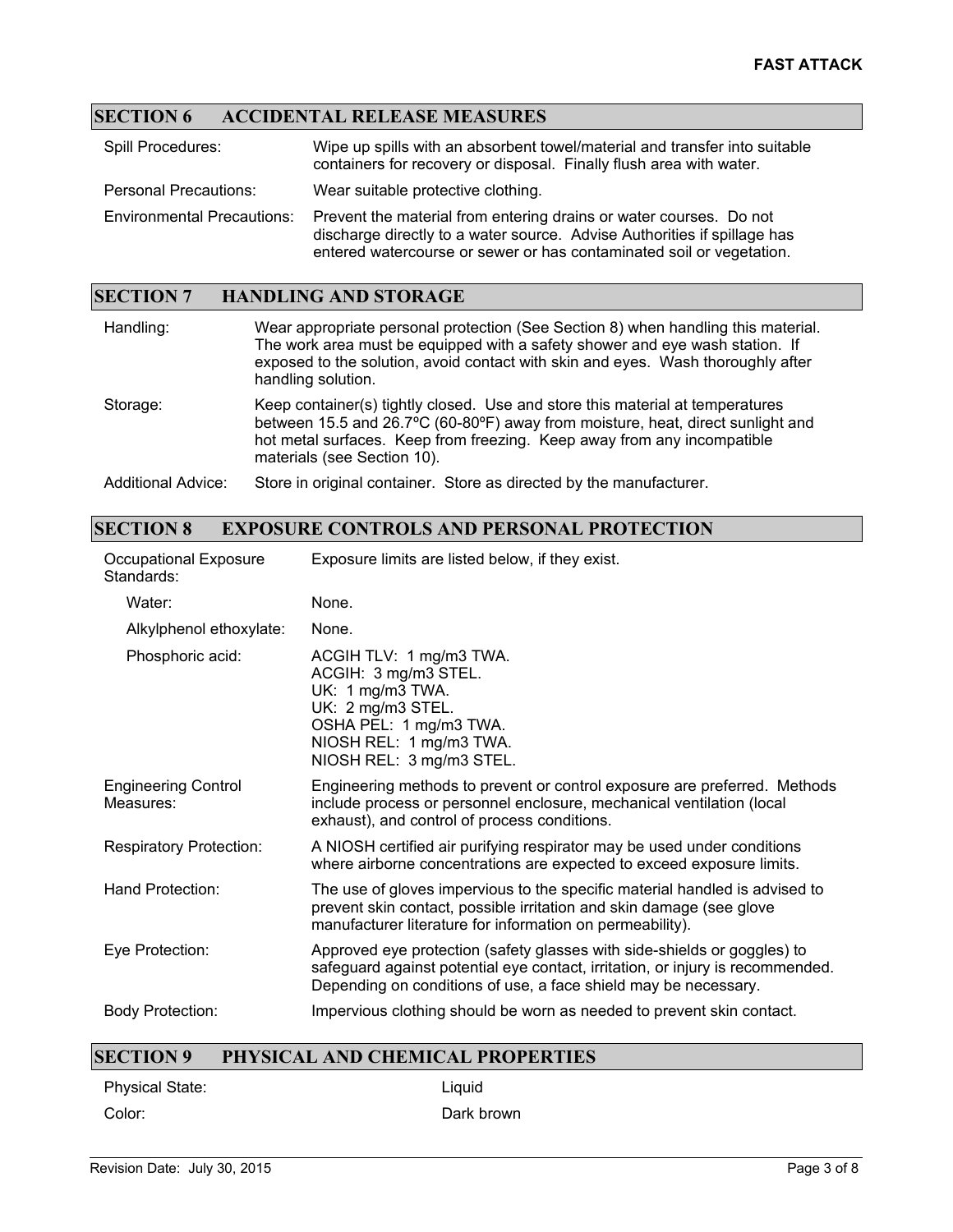## SECTION 6 ACCIDENTAL RELEASE MEASURES

| | |
|---|---|
| Spill Procedures: | Wipe up spills with an absorbent towel/material and transfer into suitable containers for recovery or disposal. Finally flush area with water. |
| Personal Precautions: | Wear suitable protective clothing. |
| Environmental Precautions: | Prevent the material from entering drains or water courses. Do not discharge directly to a water source. Advise Authorities if spillage has entered watercourse or sewer or has contaminated soil or vegetation. |

## SECTION 7 HANDLING AND STORAGE

| | |
|---|---|
| Handling: | Wear appropriate personal protection (See Section 8) when handling this material. The work area must be equipped with a safety shower and eye wash station. If exposed to the solution, avoid contact with skin and eyes. Wash thoroughly after handling solution. |
| Storage: | Keep container(s) tightly closed. Use and store this material at temperatures between 15.5 and 26.7ºC (60-80ºF) away from moisture, heat, direct sunlight and hot metal surfaces. Keep from freezing. Keep away from any incompatible materials (see Section 10). |
| Additional Advice: | Store in original container. Store as directed by the manufacturer. |

## SECTION 8 EXPOSURE CONTROLS AND PERSONAL PROTECTION

| | |
|---|---|
| Occupational Exposure Standards: | Exposure limits are listed below, if they exist. |
| Water: | None. |
| Alkylphenol ethoxylate: | None. |
| Phosphoric acid: | ACGIH TLV: 1 mg/m3 TWA.<br>ACGIH: 3 mg/m3 STEL.<br>UK: 1 mg/m3 TWA.<br>UK: 2 mg/m3 STEL.<br>OSHA PEL: 1 mg/m3 TWA.<br>NIOSH REL: 1 mg/m3 TWA.<br>NIOSH REL: 3 mg/m3 STEL. |
| Engineering Control Measures: | Engineering methods to prevent or control exposure are preferred. Methods include process or personnel enclosure, mechanical ventilation (local exhaust), and control of process conditions. |
| Respiratory Protection: | A NIOSH certified air purifying respirator may be used under conditions where airborne concentrations are expected to exceed exposure limits. |
| Hand Protection: | The use of gloves impervious to the specific material handled is advised to prevent skin contact, possible irritation and skin damage (see glove manufacturer literature for information on permeability). |
| Eye Protection: | Approved eye protection (safety glasses with side-shields or goggles) to safeguard against potential eye contact, irritation, or injury is recommended. Depending on conditions of use, a face shield may be necessary. |
| Body Protection: | Impervious clothing should be worn as needed to prevent skin contact. |

## SECTION 9 PHYSICAL AND CHEMICAL PROPERTIES

| | |
|---|---|
| Physical State: | Liquid |
| Color: | Dark brown |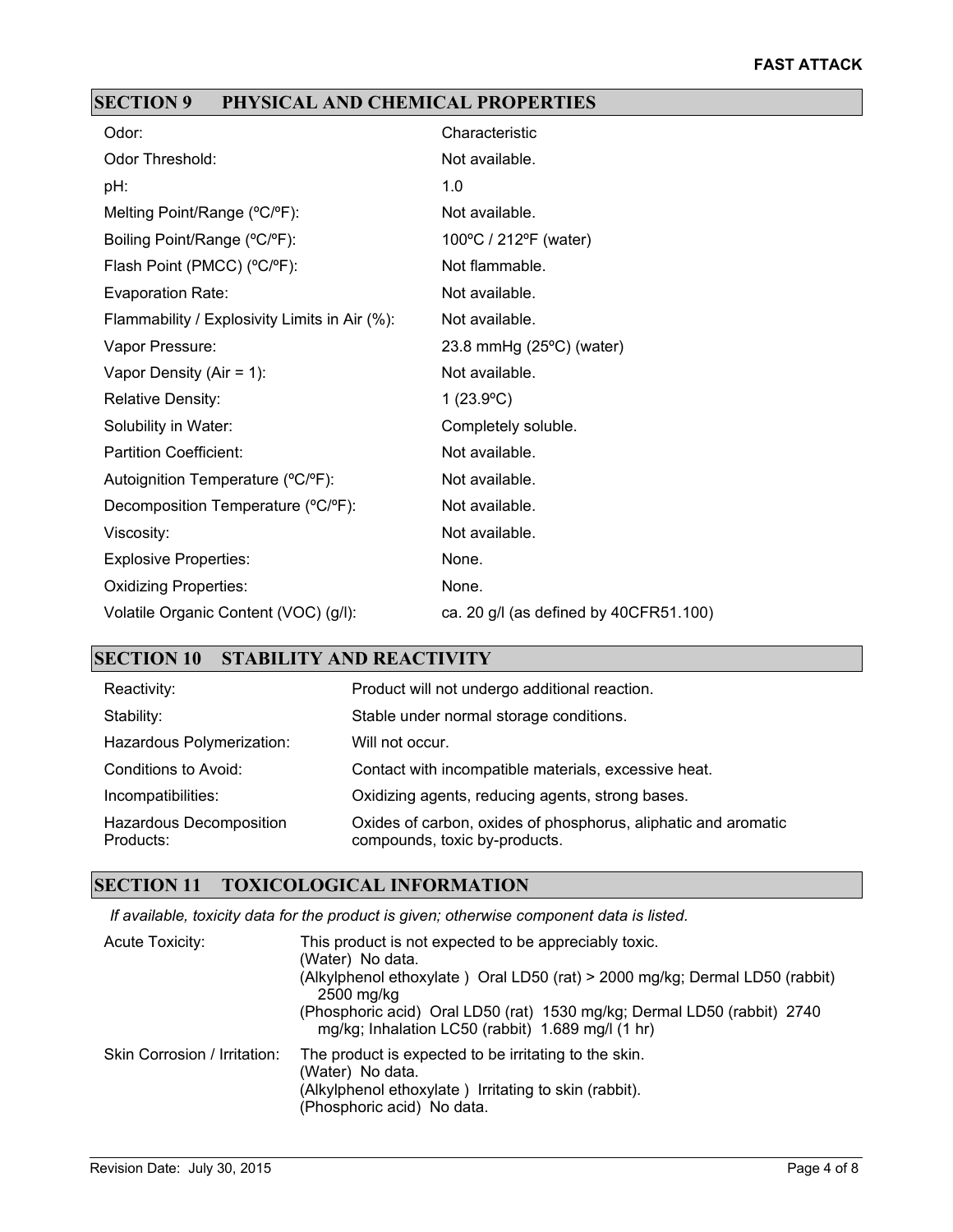## SECTION 9 PHYSICAL AND CHEMICAL PROPERTIES

| | |
|---|---|
| Odor: | Characteristic |
| Odor Threshold: | Not available. |
| pH: | 1.0 |
| Melting Point/Range (ºC/ºF): | Not available. |
| Boiling Point/Range (ºC/ºF): | 100ºC / 212ºF (water) |
| Flash Point (PMCC) (ºC/ºF): | Not flammable. |
| Evaporation Rate: | Not available. |
| Flammability / Explosivity Limits in Air (%): | Not available. |
| Vapor Pressure: | 23.8 mmHg (25ºC) (water) |
| Vapor Density (Air = 1): | Not available. |
| Relative Density: | 1 (23.9ºC) |
| Solubility in Water: | Completely soluble. |
| Partition Coefficient: | Not available. |
| Autoignition Temperature (ºC/ºF): | Not available. |
| Decomposition Temperature (ºC/ºF): | Not available. |
| Viscosity: | Not available. |
| Explosive Properties: | None. |
| Oxidizing Properties: | None. |
| Volatile Organic Content (VOC) (g/l): | ca. 20 g/l (as defined by 40CFR51.100) |

## SECTION 10 STABILITY AND REACTIVITY

| | |
|---|---|
| Reactivity: | Product will not undergo additional reaction. |
| Stability: | Stable under normal storage conditions. |
| Hazardous Polymerization: | Will not occur. |
| Conditions to Avoid: | Contact with incompatible materials, excessive heat. |
| Incompatibilities: | Oxidizing agents, reducing agents, strong bases. |
| Hazardous Decomposition Products: | Oxides of carbon, oxides of phosphorus, aliphatic and aromatic compounds, toxic by-products. |

## SECTION 11 TOXICOLOGICAL INFORMATION

*If available, toxicity data for the product is given; otherwise component data is listed.*

| | |
|---|---|
| Acute Toxicity: | This product is not expected to be appreciably toxic.<br>(Water) No data.<br>(Alkylphenol ethoxylate ) Oral LD50 (rat) > 2000 mg/kg; Dermal LD50 (rabbit) 2500 mg/kg<br>(Phosphoric acid) Oral LD50 (rat) 1530 mg/kg; Dermal LD50 (rabbit) 2740 mg/kg; Inhalation LC50 (rabbit) 1.689 mg/l (1 hr) |
| Skin Corrosion / Irritation: | The product is expected to be irritating to the skin.<br>(Water) No data.<br>(Alkylphenol ethoxylate ) Irritating to skin (rabbit).<br>(Phosphoric acid) No data. |

Revision Date: July 30, 2015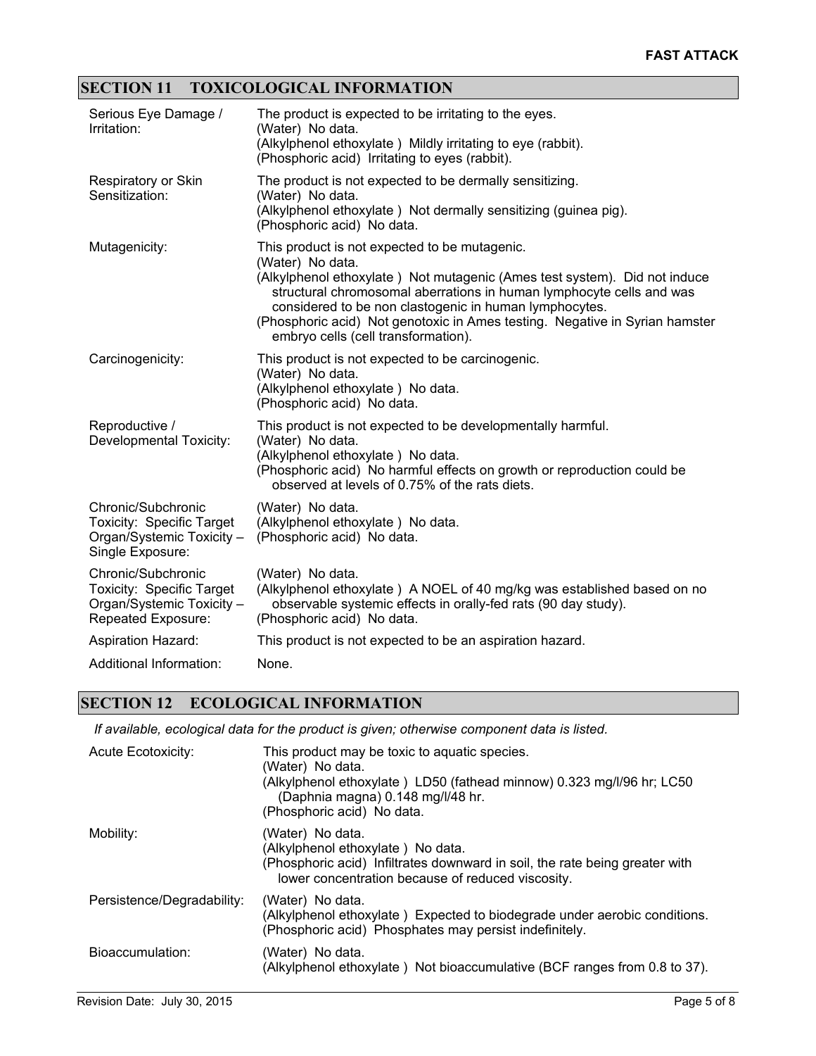## SECTION 11 TOXICOLOGICAL INFORMATION

| | |
|---|---|
| Serious Eye Damage / Irritation: | The product is expected to be irritating to the eyes.<br>(Water) No data.<br>(Alkylphenol ethoxylate ) Mildly irritating to eye (rabbit).<br>(Phosphoric acid) Irritating to eyes (rabbit). |
| Respiratory or Skin Sensitization: | The product is not expected to be dermally sensitizing.<br>(Water) No data.<br>(Alkylphenol ethoxylate ) Not dermally sensitizing (guinea pig).<br>(Phosphoric acid) No data. |
| Mutagenicity: | This product is not expected to be mutagenic.<br>(Water) No data.<br>(Alkylphenol ethoxylate ) Not mutagenic (Ames test system). Did not induce structural chromosomal aberrations in human lymphocyte cells and was considered to be non clastogenic in human lymphocytes.<br>(Phosphoric acid) Not genotoxic in Ames testing. Negative in Syrian hamster embryo cells (cell transformation). |
| Carcinogenicity: | This product is not expected to be carcinogenic.<br>(Water) No data.<br>(Alkylphenol ethoxylate ) No data.<br>(Phosphoric acid) No data. |
| Reproductive / Developmental Toxicity: | This product is not expected to be developmentally harmful.<br>(Water) No data.<br>(Alkylphenol ethoxylate ) No data.<br>(Phosphoric acid) No harmful effects on growth or reproduction could be observed at levels of 0.75% of the rats diets. |
| Chronic/Subchronic Toxicity: Specific Target Organ/Systemic Toxicity – Single Exposure: | (Water) No data.<br>(Alkylphenol ethoxylate ) No data.<br>(Phosphoric acid) No data. |
| Chronic/Subchronic Toxicity: Specific Target Organ/Systemic Toxicity – Repeated Exposure: | (Water) No data.<br>(Alkylphenol ethoxylate ) A NOEL of 40 mg/kg was established based on no observable systemic effects in orally-fed rats (90 day study).<br>(Phosphoric acid) No data. |
| Aspiration Hazard: | This product is not expected to be an aspiration hazard. |
| Additional Information: | None. |

## SECTION 12 ECOLOGICAL INFORMATION

*If available, ecological data for the product is given; otherwise component data is listed.*

| | |
|---|---|
| Acute Ecotoxicity: | This product may be toxic to aquatic species.<br>(Water) No data.<br>(Alkylphenol ethoxylate ) LD50 (fathead minnow) 0.323 mg/l/96 hr; LC50 (Daphnia magna) 0.148 mg/l/48 hr.<br>(Phosphoric acid) No data. |
| Mobility: | (Water) No data.<br>(Alkylphenol ethoxylate ) No data.<br>(Phosphoric acid) Infiltrates downward in soil, the rate being greater with lower concentration because of reduced viscosity. |
| Persistence/Degradability: | (Water) No data.<br>(Alkylphenol ethoxylate ) Expected to biodegrade under aerobic conditions.<br>(Phosphoric acid) Phosphates may persist indefinitely. |
| Bioaccumulation: | (Water) No data.<br>(Alkylphenol ethoxylate ) Not bioaccumulative (BCF ranges from 0.8 to 37). |

Revision Date: July 30, 2015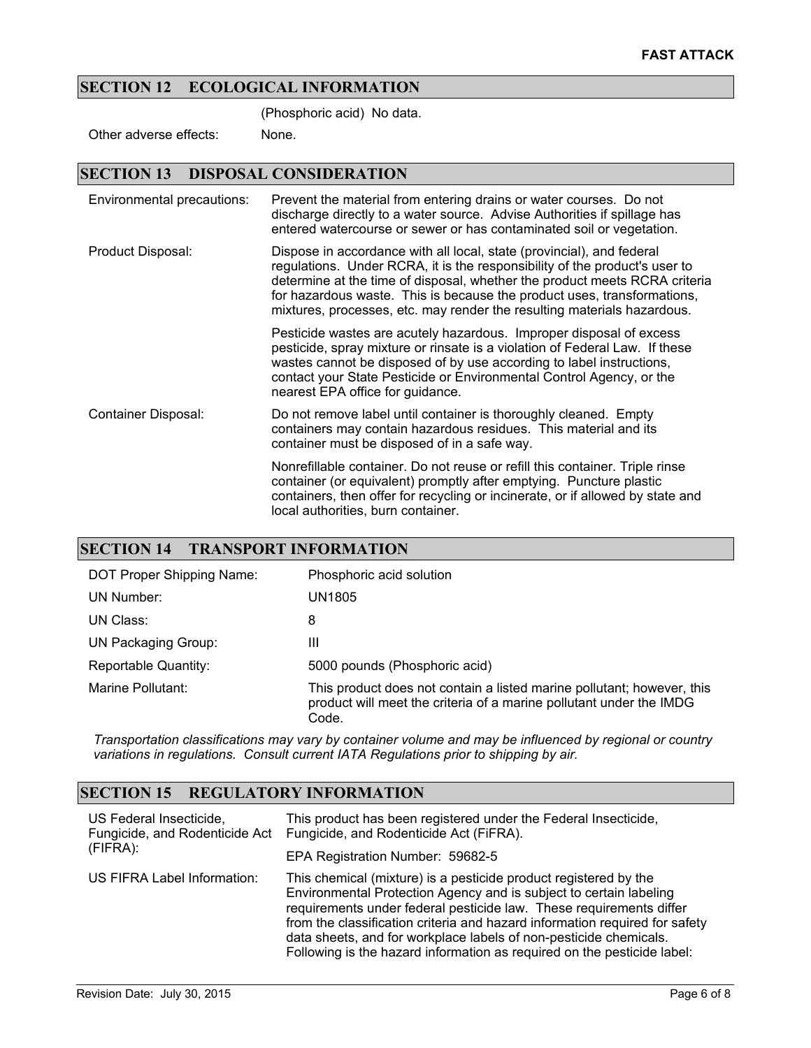## SECTION 12 ECOLOGICAL INFORMATION

| | |
|---|---|
| | (Phosphoric acid) No data. |
| Other adverse effects: | None. |

## SECTION 13 DISPOSAL CONSIDERATION

| | |
|---|---|
| Environmental precautions: | Prevent the material from entering drains or water courses. Do not discharge directly to a water source. Advise Authorities if spillage has entered watercourse or sewer or has contaminated soil or vegetation. |
| Product Disposal: | Dispose in accordance with all local, state (provincial), and federal regulations. Under RCRA, it is the responsibility of the product's user to determine at the time of disposal, whether the product meets RCRA criteria for hazardous waste. This is because the product uses, transformations, mixtures, processes, etc. may render the resulting materials hazardous. |
| | Pesticide wastes are acutely hazardous. Improper disposal of excess pesticide, spray mixture or rinsate is a violation of Federal Law. If these wastes cannot be disposed of by use according to label instructions, contact your State Pesticide or Environmental Control Agency, or the nearest EPA office for guidance. |
| Container Disposal: | Do not remove label until container is thoroughly cleaned. Empty containers may contain hazardous residues. This material and its container must be disposed of in a safe way. |
| | Nonrefillable container. Do not reuse or refill this container. Triple rinse container (or equivalent) promptly after emptying. Puncture plastic containers, then offer for recycling or incinerate, or if allowed by state and local authorities, burn container. |

## SECTION 14 TRANSPORT INFORMATION

| | |
|---|---|
| DOT Proper Shipping Name: | Phosphoric acid solution |
| UN Number: | UN1805 |
| UN Class: | 8 |
| UN Packaging Group: | III |
| Reportable Quantity: | 5000 pounds (Phosphoric acid) |
| Marine Pollutant: | This product does not contain a listed marine pollutant; however, this product will meet the criteria of a marine pollutant under the IMDG Code. |

*Transportation classifications may vary by container volume and may be influenced by regional or country variations in regulations. Consult current IATA Regulations prior to shipping by air.*

## SECTION 15 REGULATORY INFORMATION

| | |
|---|---|
| US Federal Insecticide, Fungicide, and Rodenticide Act (FIFRA): | This product has been registered under the Federal Insecticide, Fungicide, and Rodenticide Act (FiFRA). |
| | EPA Registration Number: 59682-5 |
| US FIFRA Label Information: | This chemical (mixture) is a pesticide product registered by the Environmental Protection Agency and is subject to certain labeling requirements under federal pesticide law. These requirements differ from the classification criteria and hazard information required for safety data sheets, and for workplace labels of non-pesticide chemicals. Following is the hazard information as required on the pesticide label: |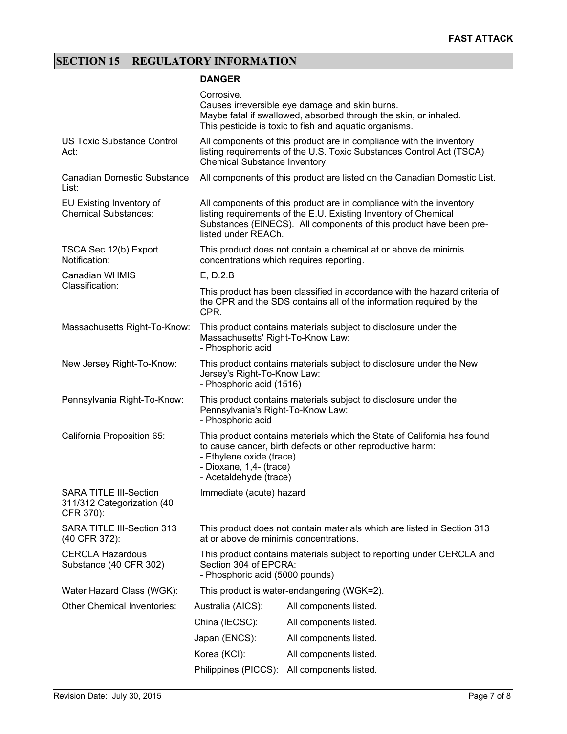## SECTION 15 REGULATORY INFORMATION

**DANGER**

Corrosive.
Causes irreversible eye damage and skin burns.
Maybe fatal if swallowed, absorbed through the skin, or inhaled.
This pesticide is toxic to fish and aquatic organisms.

| | |
|---|---|
| US Toxic Substance Control Act: | All components of this product are in compliance with the inventory listing requirements of the U.S. Toxic Substances Control Act (TSCA) Chemical Substance Inventory. |
| Canadian Domestic Substance List: | All components of this product are listed on the Canadian Domestic List. |
| EU Existing Inventory of Chemical Substances: | All components of this product are in compliance with the inventory listing requirements of the E.U. Existing Inventory of Chemical Substances (EINECS). All components of this product have been pre-listed under REACh. |
| TSCA Sec.12(b) Export Notification: | This product does not contain a chemical at or above de minimis concentrations which requires reporting. |
| Canadian WHMIS Classification: | E, D.2.B<br>This product has been classified in accordance with the hazard criteria of the CPR and the SDS contains all of the information required by the CPR. |
| Massachusetts Right-To-Know: | This product contains materials subject to disclosure under the Massachusetts' Right-To-Know Law:<br>- Phosphoric acid |
| New Jersey Right-To-Know: | This product contains materials subject to disclosure under the New Jersey's Right-To-Know Law:<br>- Phosphoric acid (1516) |
| Pennsylvania Right-To-Know: | This product contains materials subject to disclosure under the Pennsylvania's Right-To-Know Law:<br>- Phosphoric acid |
| California Proposition 65: | This product contains materials which the State of California has found to cause cancer, birth defects or other reproductive harm:<br>- Ethylene oxide (trace)<br>- Dioxane, 1,4- (trace)<br>- Acetaldehyde (trace) |
| SARA TITLE III-Section 311/312 Categorization (40 CFR 370): | Immediate (acute) hazard |
| SARA TITLE III-Section 313 (40 CFR 372): | This product does not contain materials which are listed in Section 313 at or above de minimis concentrations. |
| CERCLA Hazardous Substance (40 CFR 302) | This product contains materials subject to reporting under CERCLA and Section 304 of EPCRA:<br>- Phosphoric acid (5000 pounds) |
| Water Hazard Class (WGK): | This product is water-endangering (WGK=2). |

| Other Chemical Inventories: | | |
|---|---|---|
| | Australia (AICS): | All components listed. |
| | China (IECSC): | All components listed. |
| | Japan (ENCS): | All components listed. |
| | Korea (KCI): | All components listed. |
| | Philippines (PICCS): | All components listed. |

Revision Date: July 30, 2015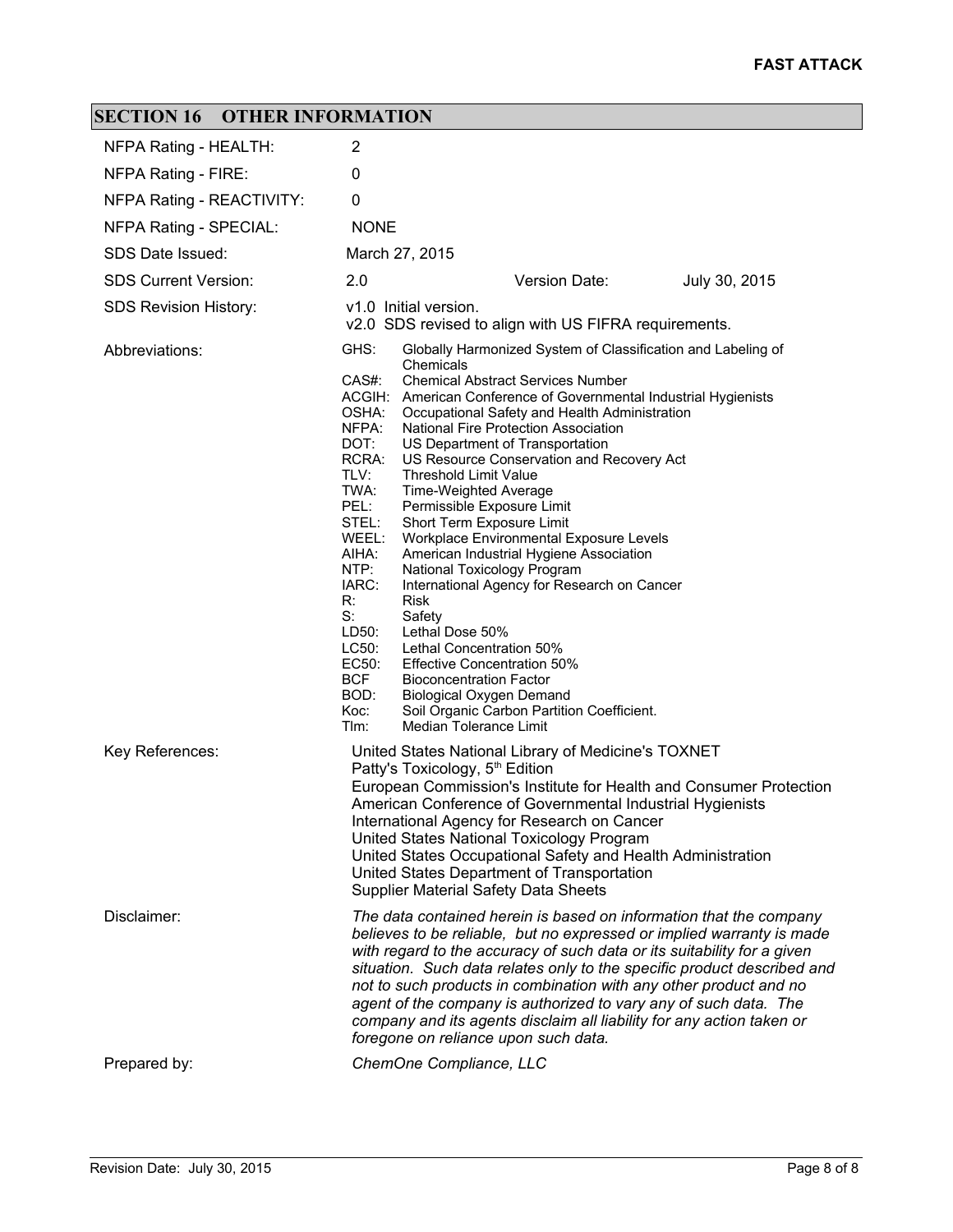## SECTION 16 OTHER INFORMATION

| | |
|---|---|
| NFPA Rating - HEALTH: | 2 |
| NFPA Rating - FIRE: | 0 |
| NFPA Rating - REACTIVITY: | 0 |
| NFPA Rating - SPECIAL: | NONE |
| SDS Date Issued: | March 27, 2015 |
| SDS Current Version: | 2.0 Version Date: July 30, 2015 |
| SDS Revision History: | v1.0 Initial version.<br>v2.0 SDS revised to align with US FIFRA requirements. |

Abbreviations:

| | |
|---|---|
| GHS: | Globally Harmonized System of Classification and Labeling of Chemicals |
| CAS#: | Chemical Abstract Services Number |
| ACGIH: | American Conference of Governmental Industrial Hygienists |
| OSHA: | Occupational Safety and Health Administration |
| NFPA: | National Fire Protection Association |
| DOT: | US Department of Transportation |
| RCRA: | US Resource Conservation and Recovery Act |
| TLV: | Threshold Limit Value |
| TWA: | Time-Weighted Average |
| PEL: | Permissible Exposure Limit |
| STEL: | Short Term Exposure Limit |
| WEEL: | Workplace Environmental Exposure Levels |
| AIHA: | American Industrial Hygiene Association |
| NTP: | National Toxicology Program |
| IARC: | International Agency for Research on Cancer |
| R: | Risk |
| S: | Safety |
| LD50: | Lethal Dose 50% |
| LC50: | Lethal Concentration 50% |
| EC50: | Effective Concentration 50% |
| BCF | Bioconcentration Factor |
| BOD: | Biological Oxygen Demand |
| Koc: | Soil Organic Carbon Partition Coefficient. |
| Tlm: | Median Tolerance Limit |

Key References:

United States National Library of Medicine's TOXNET
Patty's Toxicology, 5th Edition
European Commission's Institute for Health and Consumer Protection
American Conference of Governmental Industrial Hygienists
International Agency for Research on Cancer
United States National Toxicology Program
United States Occupational Safety and Health Administration
United States Department of Transportation
Supplier Material Safety Data Sheets

Disclaimer:

*The data contained herein is based on information that the company believes to be reliable, but no expressed or implied warranty is made with regard to the accuracy of such data or its suitability for a given situation. Such data relates only to the specific product described and not to such products in combination with any other product and no agent of the company is authorized to vary any of such data. The company and its agents disclaim all liability for any action taken or foregone on reliance upon such data.*

Prepared by: *ChemOne Compliance, LLC*